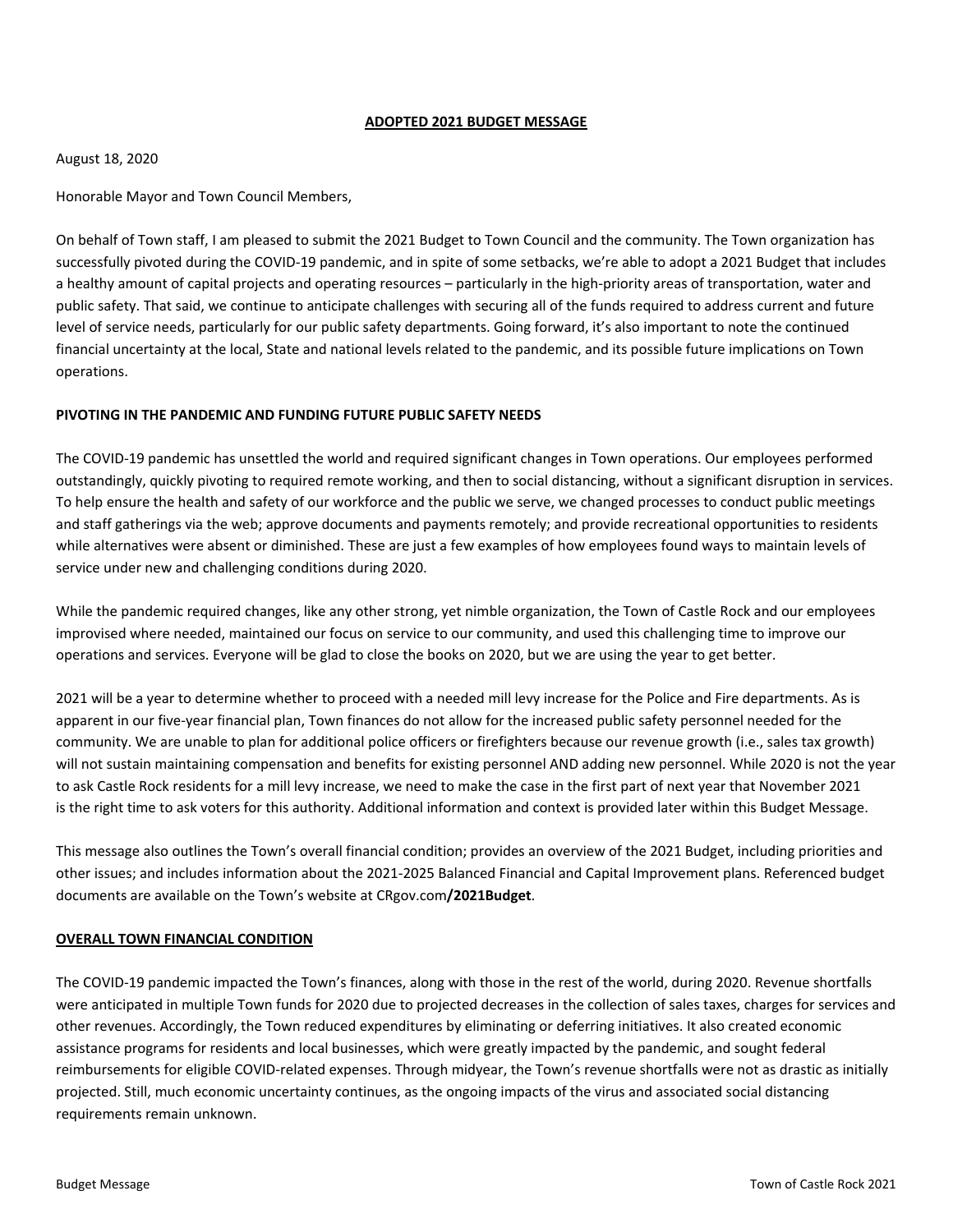# ADOPTED 2021 BUDGET MESSAGE

August 18, 2020

Honorable Mayor and Town Council Members,

On behalf of Town staff, I am pleased to submit the 2021 Budget to Town Council and the community. The Town organization has successfully pivoted during the COVID-19 pandemic, and in spite of some setbacks, we're able to adopt a 2021 Budget that includes a healthy amount of capital projects and operating resources – particularly in the high-priority areas of transportation, water and public safety. That said, we continue to anticipate challenges with securing all of the funds required to address current and future level of service needs, particularly for our public safety departments. Going forward, it's also important to note the continued financial uncertainty at the local, State and national levels related to the pandemic, and its possible future implications on Town operations.

## PIVOTING IN THE PANDEMIC AND FUNDING FUTURE PUBLIC SAFETY NEEDS

The COVID-19 pandemic has unsettled the world and required significant changes in Town operations. Our employees performed outstandingly, quickly pivoting to required remote working, and then to social distancing, without a significant disruption in services. To help ensure the health and safety of our workforce and the public we serve, we changed processes to conduct public meetings and staff gatherings via the web; approve documents and payments remotely; and provide recreational opportunities to residents while alternatives were absent or diminished. These are just a few examples of how employees found ways to maintain levels of service under new and challenging conditions during 2020.

While the pandemic required changes, like any other strong, yet nimble organization, the Town of Castle Rock and our employees improvised where needed, maintained our focus on service to our community, and used this challenging time to improve our operations and services. Everyone will be glad to close the books on 2020, but we are using the year to get better.

2021 will be a year to determine whether to proceed with a needed mill levy increase for the Police and Fire departments. As is apparent in our five-year financial plan, Town finances do not allow for the increased public safety personnel needed for the community. We are unable to plan for additional police officers or firefighters because our revenue growth (i.e., sales tax growth) will not sustain maintaining compensation and benefits for existing personnel AND adding new personnel. While 2020 is not the year to ask Castle Rock residents for a mill levy increase, we need to make the case in the first part of next year that November 2021 is the right time to ask voters for this authority. Additional information and context is provided later within this Budget Message.

This message also outlines the Town's overall financial condition; provides an overview of the 2021 Budget, including priorities and other issues; and includes information about the 2021-2025 Balanced Financial and Capital Improvement plans. Referenced budget documents are available on the Town's website at CRgov.com**/2021Budget**.

## OVERALL TOWN FINANCIAL CONDITION

The COVID-19 pandemic impacted the Town's finances, along with those in the rest of the world, during 2020. Revenue shortfalls were anticipated in multiple Town funds for 2020 due to projected decreases in the collection of sales taxes, charges for services and other revenues. Accordingly, the Town reduced expenditures by eliminating or deferring initiatives. It also created economic assistance programs for residents and local businesses, which were greatly impacted by the pandemic, and sought federal reimbursements for eligible COVID-related expenses. Through midyear, the Town's revenue shortfalls were not as drastic as initially projected. Still, much economic uncertainty continues, as the ongoing impacts of the virus and associated social distancing requirements remain unknown.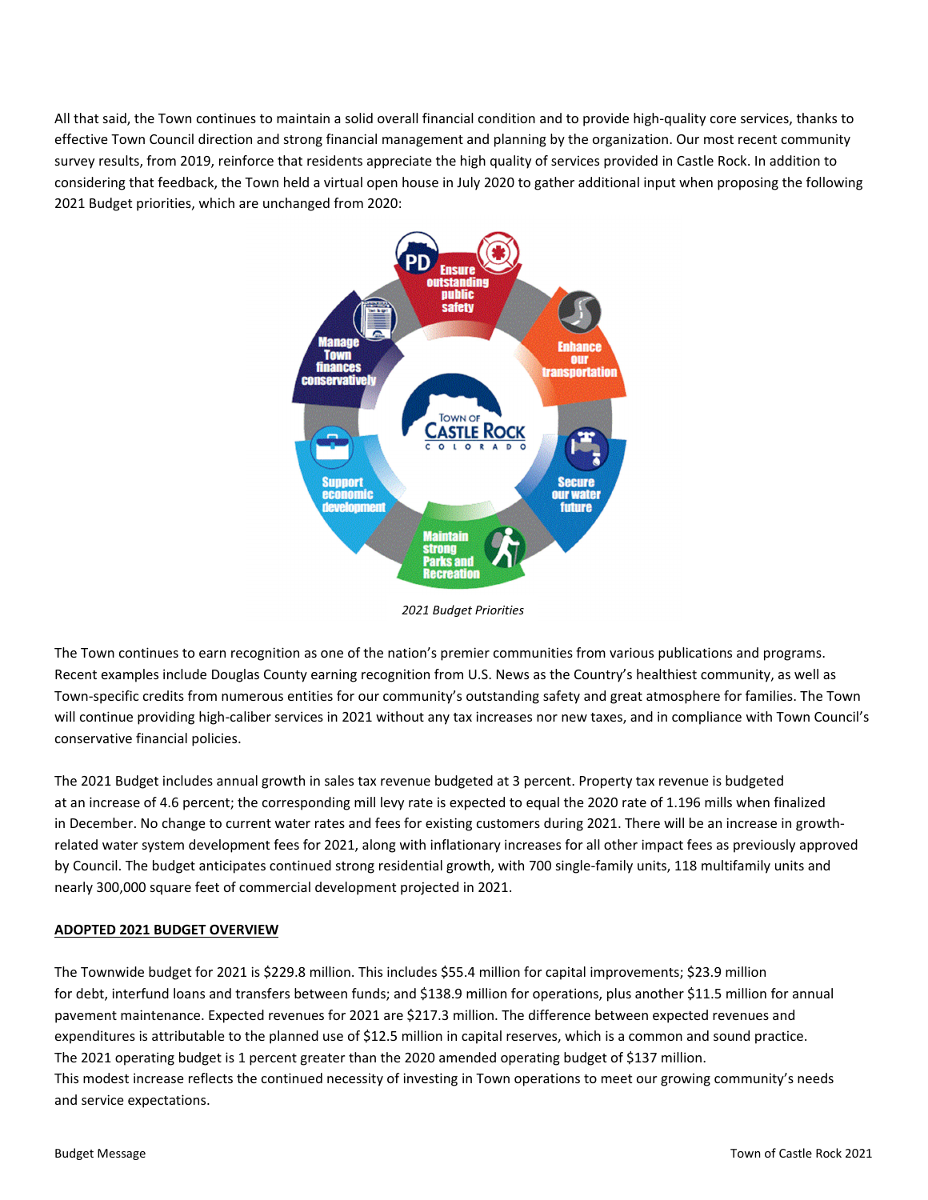All that said, the Town continues to maintain a solid overall financial condition and to provide high-quality core services, thanks to effective Town Council direction and strong financial management and planning by the organization. Our most recent community survey results, from 2019, reinforce that residents appreciate the high quality of services provided in Castle Rock. In addition to considering that feedback, the Town held a virtual open house in July 2020 to gather additional input when proposing the following 2021 Budget priorities, which are unchanged from 2020:

*2021 Budget Priorities*

The Town continues to earn recognition as one of the nation's premier communities from various publications and programs. Recent examples include Douglas County earning recognition from U.S. News as the Country's healthiest community, as well as Town-specific credits from numerous entities for our community's outstanding safety and great atmosphere for families. The Town will continue providing high-caliber services in 2021 without any tax increases nor new taxes, and in compliance with Town Council's conservative financial policies.

The 2021 Budget includes annual growth in sales tax revenue budgeted at 3 percent. Property tax revenue is budgeted at an increase of 4.6 percent; the corresponding mill levy rate is expected to equal the 2020 rate of 1.196 mills when finalized in December. No change to current water rates and fees for existing customers during 2021. There will be an increase in growth-related water system development fees for 2021, along with inflationary increases for all other impact fees as previously approved by Council. The budget anticipates continued strong residential growth, with 700 single-family units, 118 multifamily units and nearly 300,000 square feet of commercial development projected in 2021.

## ADOPTED 2021 BUDGET OVERVIEW

The Townwide budget for 2021 is $229.8 million. This includes $55.4 million for capital improvements; $23.9 million for debt, interfund loans and transfers between funds; and $138.9 million for operations, plus another $11.5 million for annual pavement maintenance. Expected revenues for 2021 are $217.3 million. The difference between expected revenues and expenditures is attributable to the planned use of $12.5 million in capital reserves, which is a common and sound practice. The 2021 operating budget is 1 percent greater than the 2020 amended operating budget of $137 million. This modest increase reflects the continued necessity of investing in Town operations to meet our growing community's needs and service expectations.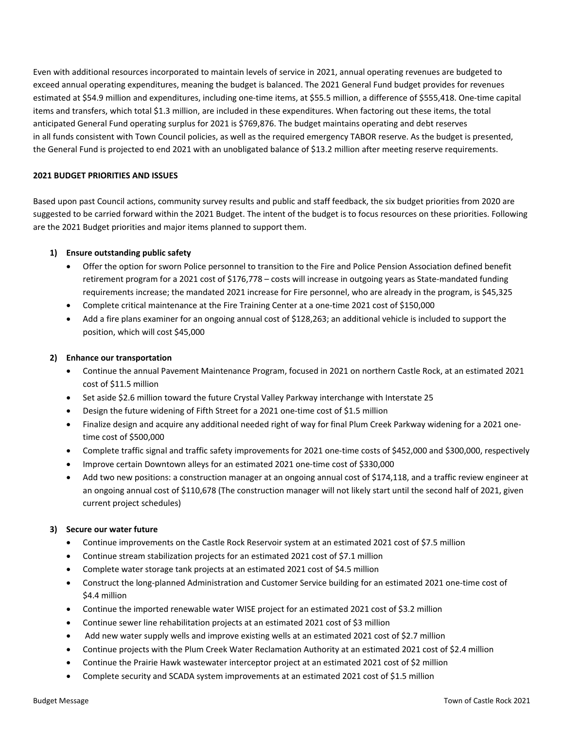Even with additional resources incorporated to maintain levels of service in 2021, annual operating revenues are budgeted to exceed annual operating expenditures, meaning the budget is balanced. The 2021 General Fund budget provides for revenues estimated at $54.9 million and expenditures, including one-time items, at $55.5 million, a difference of $555,418. One-time capital items and transfers, which total $1.3 million, are included in these expenditures. When factoring out these items, the total anticipated General Fund operating surplus for 2021 is $769,876. The budget maintains operating and debt reserves in all funds consistent with Town Council policies, as well as the required emergency TABOR reserve. As the budget is presented, the General Fund is projected to end 2021 with an unobligated balance of $13.2 million after meeting reserve requirements.

**2021 BUDGET PRIORITIES AND ISSUES**

Based upon past Council actions, community survey results and public and staff feedback, the six budget priorities from 2020 are suggested to be carried forward within the 2021 Budget. The intent of the budget is to focus resources on these priorities. Following are the 2021 Budget priorities and major items planned to support them.

1) **Ensure outstanding public safety**
   - Offer the option for sworn Police personnel to transition to the Fire and Police Pension Association defined benefit retirement program for a 2021 cost of $176,778 – costs will increase in outgoing years as State-mandated funding requirements increase; the mandated 2021 increase for Fire personnel, who are already in the program, is $45,325
   - Complete critical maintenance at the Fire Training Center at a one-time 2021 cost of $150,000
   - Add a fire plans examiner for an ongoing annual cost of $128,263; an additional vehicle is included to support the position, which will cost $45,000

2) **Enhance our transportation**
   - Continue the annual Pavement Maintenance Program, focused in 2021 on northern Castle Rock, at an estimated 2021 cost of $11.5 million
   - Set aside $2.6 million toward the future Crystal Valley Parkway interchange with Interstate 25
   - Design the future widening of Fifth Street for a 2021 one-time cost of $1.5 million
   - Finalize design and acquire any additional needed right of way for final Plum Creek Parkway widening for a 2021 one-time cost of $500,000
   - Complete traffic signal and traffic safety improvements for 2021 one-time costs of $452,000 and $300,000, respectively
   - Improve certain Downtown alleys for an estimated 2021 one-time cost of $330,000
   - Add two new positions: a construction manager at an ongoing annual cost of $174,118, and a traffic review engineer at an ongoing annual cost of $110,678 (The construction manager will not likely start until the second half of 2021, given current project schedules)

3) **Secure our water future**
   - Continue improvements on the Castle Rock Reservoir system at an estimated 2021 cost of $7.5 million
   - Continue stream stabilization projects for an estimated 2021 cost of $7.1 million
   - Complete water storage tank projects at an estimated 2021 cost of $4.5 million
   - Construct the long-planned Administration and Customer Service building for an estimated 2021 one-time cost of $4.4 million
   - Continue the imported renewable water WISE project for an estimated 2021 cost of $3.2 million
   - Continue sewer line rehabilitation projects at an estimated 2021 cost of $3 million
   - Add new water supply wells and improve existing wells at an estimated 2021 cost of $2.7 million
   - Continue projects with the Plum Creek Water Reclamation Authority at an estimated 2021 cost of $2.4 million
   - Continue the Prairie Hawk wastewater interceptor project at an estimated 2021 cost of $2 million
   - Complete security and SCADA system improvements at an estimated 2021 cost of $1.5 million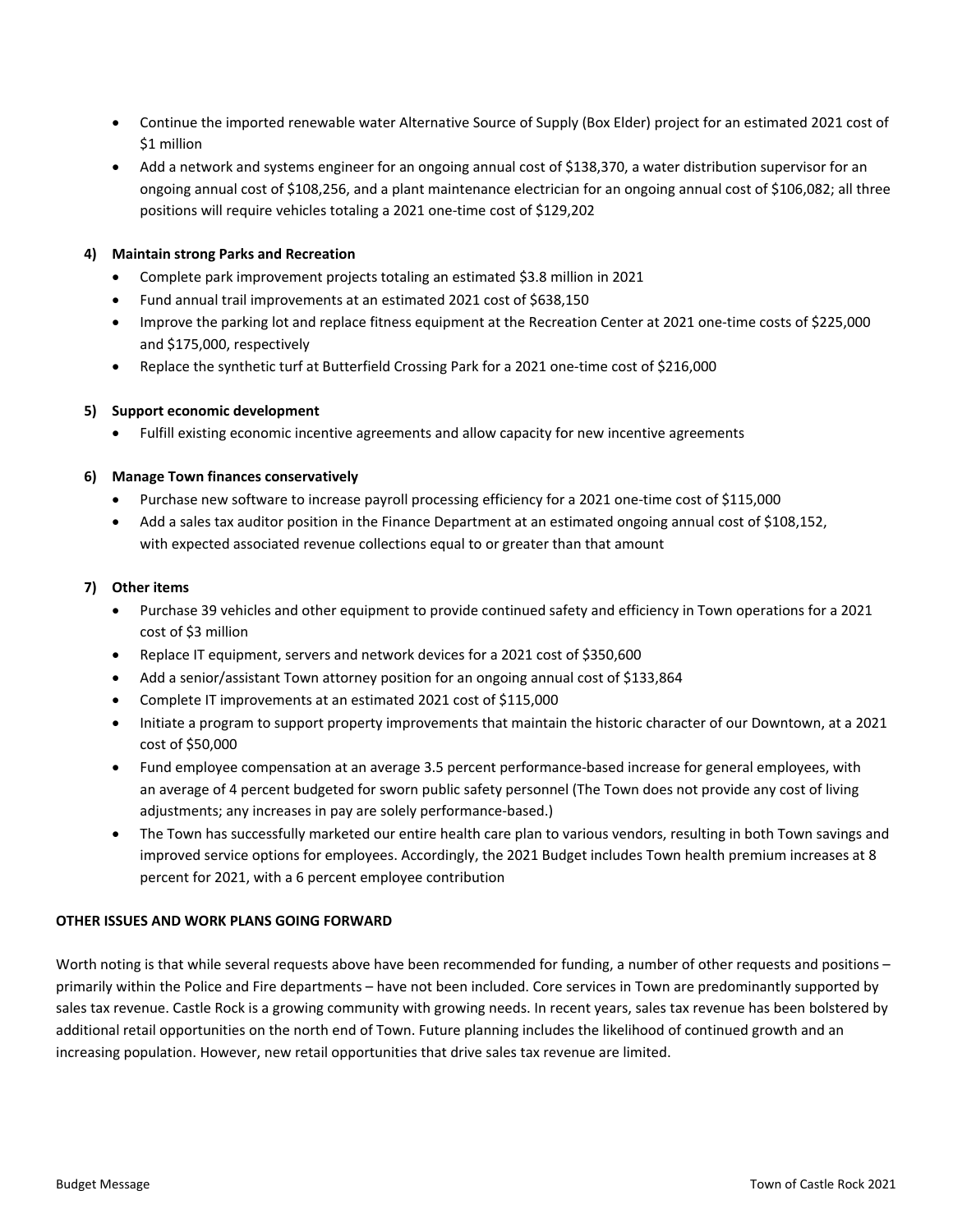- Continue the imported renewable water Alternative Source of Supply (Box Elder) project for an estimated 2021 cost of $1 million
- Add a network and systems engineer for an ongoing annual cost of $138,370, a water distribution supervisor for an ongoing annual cost of $108,256, and a plant maintenance electrician for an ongoing annual cost of $106,082; all three positions will require vehicles totaling a 2021 one-time cost of $129,202

**4) Maintain strong Parks and Recreation**

- Complete park improvement projects totaling an estimated $3.8 million in 2021
- Fund annual trail improvements at an estimated 2021 cost of $638,150
- Improve the parking lot and replace fitness equipment at the Recreation Center at 2021 one-time costs of $225,000 and $175,000, respectively
- Replace the synthetic turf at Butterfield Crossing Park for a 2021 one-time cost of $216,000

**5) Support economic development**

- Fulfill existing economic incentive agreements and allow capacity for new incentive agreements

**6) Manage Town finances conservatively**

- Purchase new software to increase payroll processing efficiency for a 2021 one-time cost of $115,000
- Add a sales tax auditor position in the Finance Department at an estimated ongoing annual cost of $108,152, with expected associated revenue collections equal to or greater than that amount

**7) Other items**

- Purchase 39 vehicles and other equipment to provide continued safety and efficiency in Town operations for a 2021 cost of $3 million
- Replace IT equipment, servers and network devices for a 2021 cost of $350,600
- Add a senior/assistant Town attorney position for an ongoing annual cost of $133,864
- Complete IT improvements at an estimated 2021 cost of $115,000
- Initiate a program to support property improvements that maintain the historic character of our Downtown, at a 2021 cost of $50,000
- Fund employee compensation at an average 3.5 percent performance-based increase for general employees, with an average of 4 percent budgeted for sworn public safety personnel (The Town does not provide any cost of living adjustments; any increases in pay are solely performance-based.)
- The Town has successfully marketed our entire health care plan to various vendors, resulting in both Town savings and improved service options for employees. Accordingly, the 2021 Budget includes Town health premium increases at 8 percent for 2021, with a 6 percent employee contribution

**OTHER ISSUES AND WORK PLANS GOING FORWARD**

Worth noting is that while several requests above have been recommended for funding, a number of other requests and positions – primarily within the Police and Fire departments – have not been included. Core services in Town are predominantly supported by sales tax revenue. Castle Rock is a growing community with growing needs. In recent years, sales tax revenue has been bolstered by additional retail opportunities on the north end of Town. Future planning includes the likelihood of continued growth and an increasing population. However, new retail opportunities that drive sales tax revenue are limited.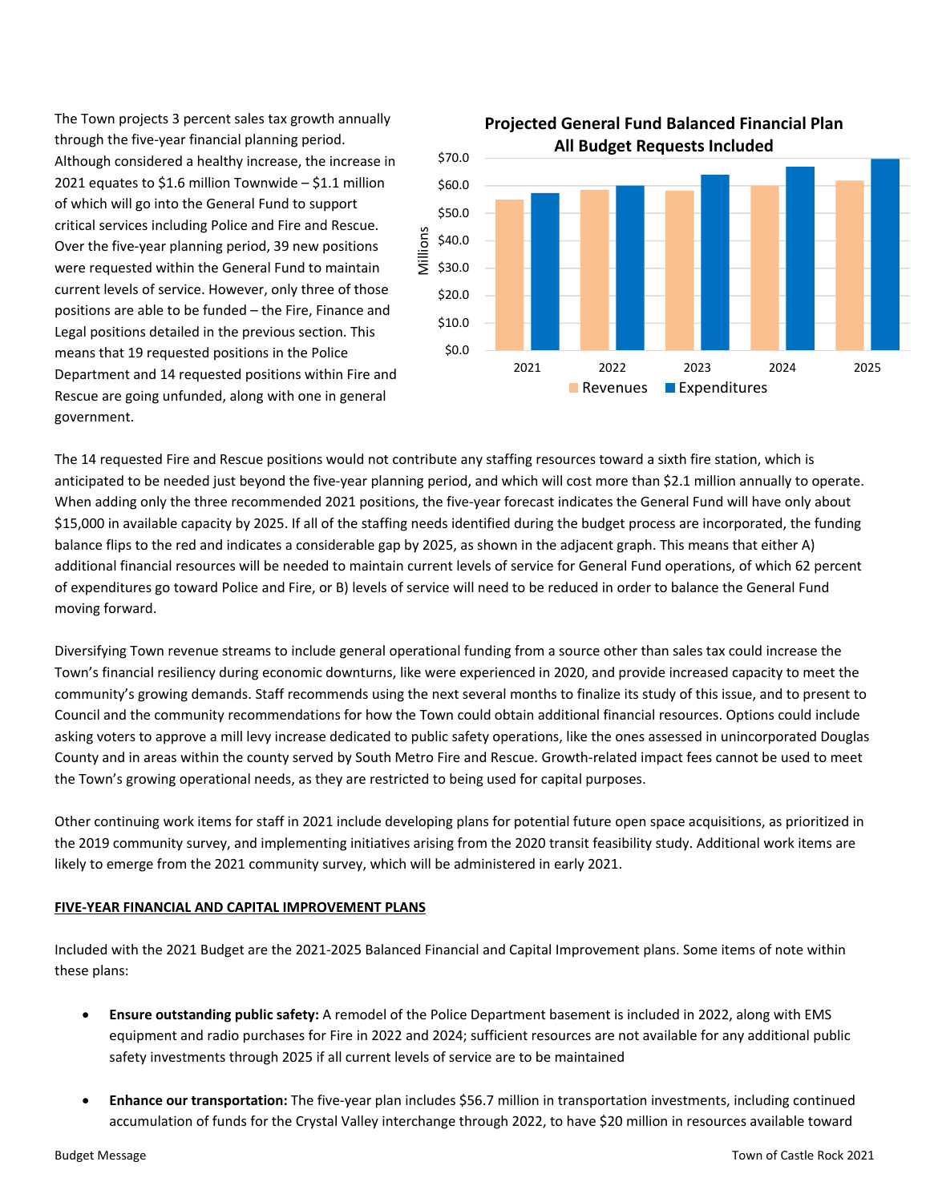The Town projects 3 percent sales tax growth annually through the five-year financial planning period. Although considered a healthy increase, the increase in 2021 equates to $1.6 million Townwide – $1.1 million of which will go into the General Fund to support critical services including Police and Fire and Rescue. Over the five-year planning period, 39 new positions were requested within the General Fund to maintain current levels of service. However, only three of those positions are able to be funded – the Fire, Finance and Legal positions detailed in the previous section. This means that 19 requested positions in the Police Department and 14 requested positions within Fire and Rescue are going unfunded, along with one in general government.

The 14 requested Fire and Rescue positions would not contribute any staffing resources toward a sixth fire station, which is anticipated to be needed just beyond the five-year planning period, and which will cost more than $2.1 million annually to operate. When adding only the three recommended 2021 positions, the five-year forecast indicates the General Fund will have only about $15,000 in available capacity by 2025. If all of the staffing needs identified during the budget process are incorporated, the funding balance flips to the red and indicates a considerable gap by 2025, as shown in the adjacent graph. This means that either A) additional financial resources will be needed to maintain current levels of service for General Fund operations, of which 62 percent of expenditures go toward Police and Fire, or B) levels of service will need to be reduced in order to balance the General Fund moving forward.

Diversifying Town revenue streams to include general operational funding from a source other than sales tax could increase the Town's financial resiliency during economic downturns, like were experienced in 2020, and provide increased capacity to meet the community's growing demands. Staff recommends using the next several months to finalize its study of this issue, and to present to Council and the community recommendations for how the Town could obtain additional financial resources. Options could include asking voters to approve a mill levy increase dedicated to public safety operations, like the ones assessed in unincorporated Douglas County and in areas within the county served by South Metro Fire and Rescue. Growth-related impact fees cannot be used to meet the Town's growing operational needs, as they are restricted to being used for capital purposes.

Other continuing work items for staff in 2021 include developing plans for potential future open space acquisitions, as prioritized in the 2019 community survey, and implementing initiatives arising from the 2020 transit feasibility study. Additional work items are likely to emerge from the 2021 community survey, which will be administered in early 2021.

## FIVE-YEAR FINANCIAL AND CAPITAL IMPROVEMENT PLANS

Included with the 2021 Budget are the 2021-2025 Balanced Financial and Capital Improvement plans. Some items of note within these plans:

- **Ensure outstanding public safety:** A remodel of the Police Department basement is included in 2022, along with EMS equipment and radio purchases for Fire in 2022 and 2024; sufficient resources are not available for any additional public safety investments through 2025 if all current levels of service are to be maintained

- **Enhance our transportation:** The five-year plan includes $56.7 million in transportation investments, including continued accumulation of funds for the Crystal Valley interchange through 2022, to have $20 million in resources available toward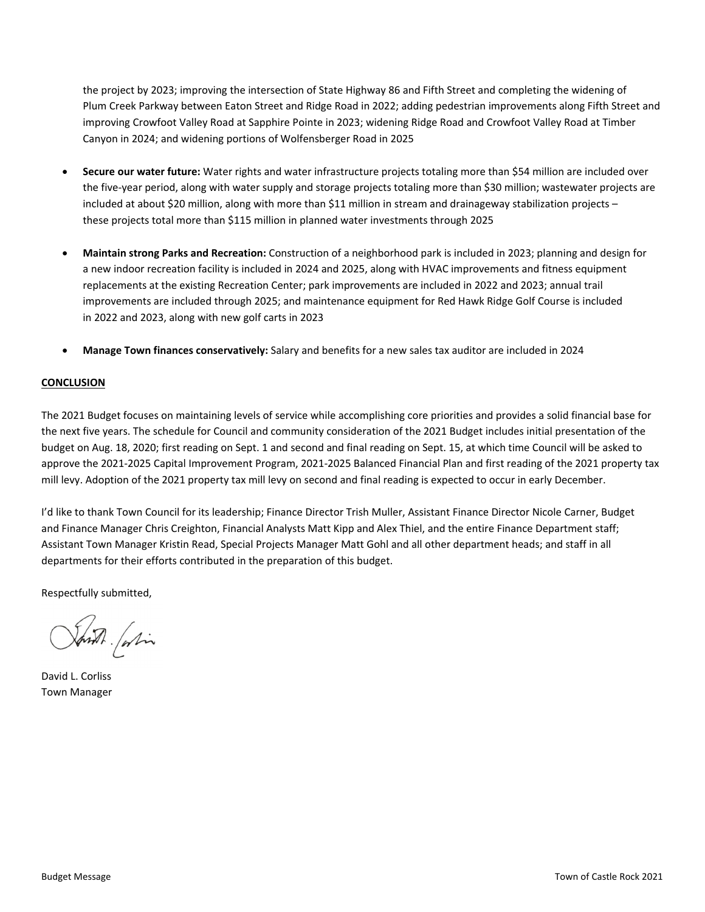the project by 2023; improving the intersection of State Highway 86 and Fifth Street and completing the widening of Plum Creek Parkway between Eaton Street and Ridge Road in 2022; adding pedestrian improvements along Fifth Street and improving Crowfoot Valley Road at Sapphire Pointe in 2023; widening Ridge Road and Crowfoot Valley Road at Timber Canyon in 2024; and widening portions of Wolfensberger Road in 2025

- **Secure our water future:** Water rights and water infrastructure projects totaling more than $54 million are included over the five-year period, along with water supply and storage projects totaling more than $30 million; wastewater projects are included at about $20 million, along with more than $11 million in stream and drainageway stabilization projects – these projects total more than $115 million in planned water investments through 2025

- **Maintain strong Parks and Recreation:** Construction of a neighborhood park is included in 2023; planning and design for a new indoor recreation facility is included in 2024 and 2025, along with HVAC improvements and fitness equipment replacements at the existing Recreation Center; park improvements are included in 2022 and 2023; annual trail improvements are included through 2025; and maintenance equipment for Red Hawk Ridge Golf Course is included in 2022 and 2023, along with new golf carts in 2023

- **Manage Town finances conservatively:** Salary and benefits for a new sales tax auditor are included in 2024

**CONCLUSION**

The 2021 Budget focuses on maintaining levels of service while accomplishing core priorities and provides a solid financial base for the next five years. The schedule for Council and community consideration of the 2021 Budget includes initial presentation of the budget on Aug. 18, 2020; first reading on Sept. 1 and second and final reading on Sept. 15, at which time Council will be asked to approve the 2021-2025 Capital Improvement Program, 2021-2025 Balanced Financial Plan and first reading of the 2021 property tax mill levy. Adoption of the 2021 property tax mill levy on second and final reading is expected to occur in early December.

I'd like to thank Town Council for its leadership; Finance Director Trish Muller, Assistant Finance Director Nicole Carner, Budget and Finance Manager Chris Creighton, Financial Analysts Matt Kipp and Alex Thiel, and the entire Finance Department staff; Assistant Town Manager Kristin Read, Special Projects Manager Matt Gohl and all other department heads; and staff in all departments for their efforts contributed in the preparation of this budget.

Respectfully submitted,

David L. Corliss
Town Manager